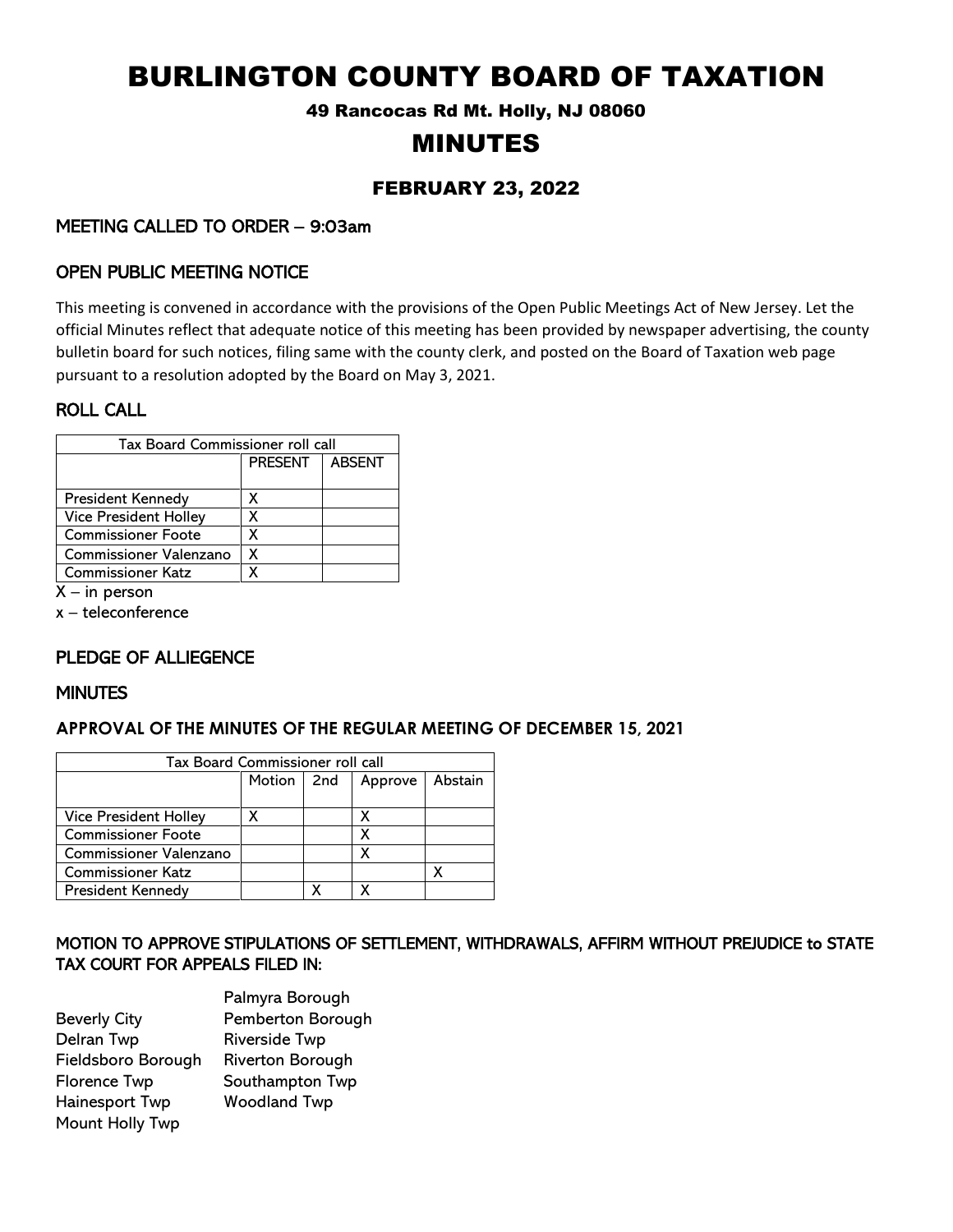# BURLINGTON COUNTY BOARD OF TAXATION

49 Rancocas Rd Mt. Holly, NJ 08060

# MINUTES

## FEBRUARY 23, 2022

### MEETING CALLED TO ORDER – 9:03am

### OPEN PUBLIC MEETING NOTICE

This meeting is convened in accordance with the provisions of the Open Public Meetings Act of New Jersey. Let the official Minutes reflect that adequate notice of this meeting has been provided by newspaper advertising, the county bulletin board for such notices, filing same with the county clerk, and posted on the Board of Taxation web page pursuant to a resolution adopted by the Board on May 3, 2021.

### ROLL CALL

| Tax Board Commissioner roll call | | |
|---|---|---|
| | PRESENT | ABSENT |
| President Kennedy | X | |
| Vice President Holley | X | |
| Commissioner Foote | X | |
| Commissioner Valenzano | X | |
| Commissioner Katz | X | |

X – in person

x – teleconference

### PLEDGE OF ALLIEGENCE

### MINUTES

#### APPROVAL OF THE MINUTES OF THE REGULAR MEETING OF DECEMBER 15, 2021

| Tax Board Commissioner roll call | | | | |
|---|---|---|---|---|
| | Motion | 2nd | Approve | Abstain |
| Vice President Holley | X | | X | |
| Commissioner Foote | | | X | |
| Commissioner Valenzano | | | X | |
| Commissioner Katz | | | | X |
| President Kennedy | | X | X | |

### MOTION TO APPROVE STIPULATIONS OF SETTLEMENT, WITHDRAWALS, AFFIRM WITHOUT PREJUDICE to STATE TAX COURT FOR APPEALS FILED IN:

Beverly City
Delran Twp
Fieldsboro Borough
Florence Twp
Hainesport Twp
Mount Holly Twp
Palmyra Borough
Pemberton Borough
Riverside Twp
Riverton Borough
Southampton Twp
Woodland Twp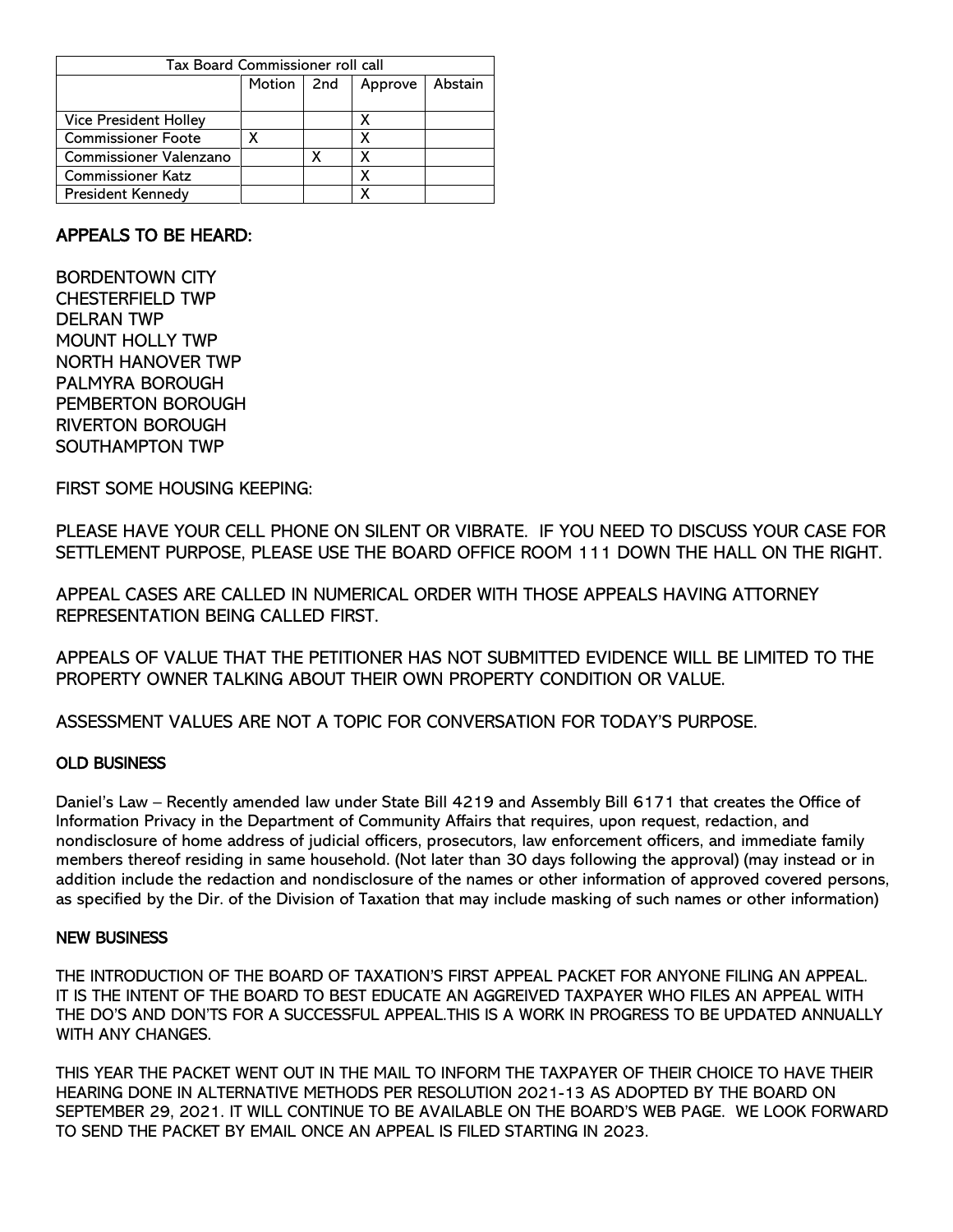| Tax Board Commissioner roll call | | | | |
|---|---|---|---|---|
| | Motion | 2nd | Approve | Abstain |
| Vice President Holley | | | X | |
| Commissioner Foote | X | | X | |
| Commissioner Valenzano | | X | X | |
| Commissioner Katz | | | X | |
| President Kennedy | | | X | |

## APPEALS TO BE HEARD:

BORDENTOWN CITY
CHESTERFIELD TWP
DELRAN TWP
MOUNT HOLLY TWP
NORTH HANOVER TWP
PALMYRA BOROUGH
PEMBERTON BOROUGH
RIVERTON BOROUGH
SOUTHAMPTON TWP

FIRST SOME HOUSING KEEPING:

PLEASE HAVE YOUR CELL PHONE ON SILENT OR VIBRATE. IF YOU NEED TO DISCUSS YOUR CASE FOR SETTLEMENT PURPOSE, PLEASE USE THE BOARD OFFICE ROOM 111 DOWN THE HALL ON THE RIGHT.

APPEAL CASES ARE CALLED IN NUMERICAL ORDER WITH THOSE APPEALS HAVING ATTORNEY REPRESENTATION BEING CALLED FIRST.

APPEALS OF VALUE THAT THE PETITIONER HAS NOT SUBMITTED EVIDENCE WILL BE LIMITED TO THE PROPERTY OWNER TALKING ABOUT THEIR OWN PROPERTY CONDITION OR VALUE.

ASSESSMENT VALUES ARE NOT A TOPIC FOR CONVERSATION FOR TODAY'S PURPOSE.

### OLD BUSINESS

Daniel's Law – Recently amended law under State Bill 4219 and Assembly Bill 6171 that creates the Office of Information Privacy in the Department of Community Affairs that requires, upon request, redaction, and nondisclosure of home address of judicial officers, prosecutors, law enforcement officers, and immediate family members thereof residing in same household. (Not later than 30 days following the approval) (may instead or in addition include the redaction and nondisclosure of the names or other information of approved covered persons, as specified by the Dir. of the Division of Taxation that may include masking of such names or other information)

### NEW BUSINESS

THE INTRODUCTION OF THE BOARD OF TAXATION'S FIRST APPEAL PACKET FOR ANYONE FILING AN APPEAL. IT IS THE INTENT OF THE BOARD TO BEST EDUCATE AN AGGREIVED TAXPAYER WHO FILES AN APPEAL WITH THE DO'S AND DON'TS FOR A SUCCESSFUL APPEAL.THIS IS A WORK IN PROGRESS TO BE UPDATED ANNUALLY WITH ANY CHANGES.

THIS YEAR THE PACKET WENT OUT IN THE MAIL TO INFORM THE TAXPAYER OF THEIR CHOICE TO HAVE THEIR HEARING DONE IN ALTERNATIVE METHODS PER RESOLUTION 2021-13 AS ADOPTED BY THE BOARD ON SEPTEMBER 29, 2021. IT WILL CONTINUE TO BE AVAILABLE ON THE BOARD'S WEB PAGE. WE LOOK FORWARD TO SEND THE PACKET BY EMAIL ONCE AN APPEAL IS FILED STARTING IN 2023.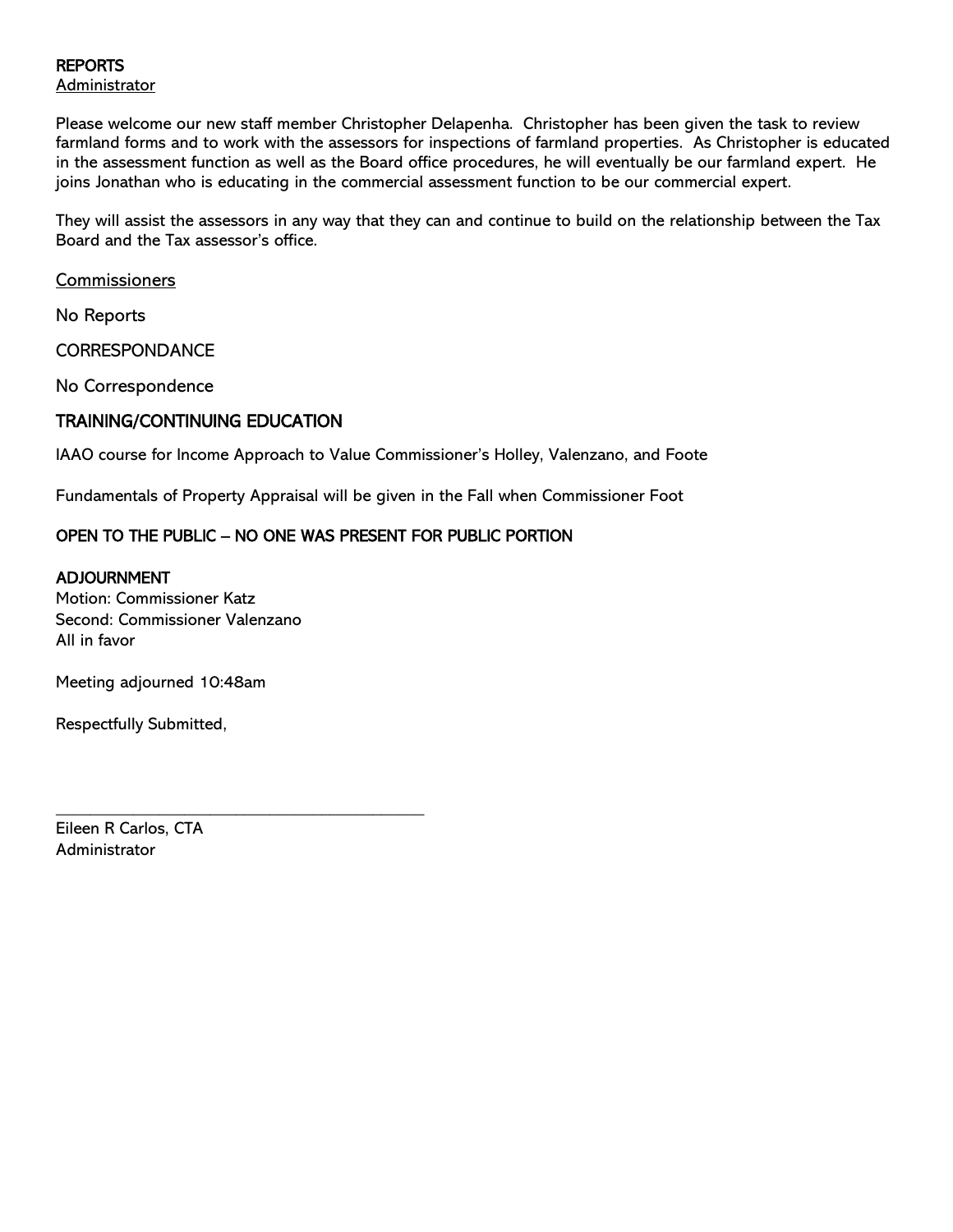**REPORTS**
<u>Administrator</u>

Please welcome our new staff member Christopher Delapenha. Christopher has been given the task to review farmland forms and to work with the assessors for inspections of farmland properties. As Christopher is educated in the assessment function as well as the Board office procedures, he will eventually be our farmland expert. He joins Jonathan who is educating in the commercial assessment function to be our commercial expert.

They will assist the assessors in any way that they can and continue to build on the relationship between the Tax Board and the Tax assessor's office.

<u>Commissioners</u>

No Reports

CORRESPONDANCE

No Correspondence

**TRAINING/CONTINUING EDUCATION**

IAAO course for Income Approach to Value Commissioner's Holley, Valenzano, and Foote

Fundamentals of Property Appraisal will be given in the Fall when Commissioner Foot

**OPEN TO THE PUBLIC – NO ONE WAS PRESENT FOR PUBLIC PORTION**

**ADJOURNMENT**
Motion: Commissioner Katz
Second: Commissioner Valenzano
All in favor

Meeting adjourned 10:48am

Respectfully Submitted,

\_\_\_\_\_\_\_\_\_\_\_\_\_\_\_\_\_\_\_\_\_\_\_\_\_\_\_\_\_\_\_\_\_\_\_\_\_\_\_\_\_\_
Eileen R Carlos, CTA
Administrator